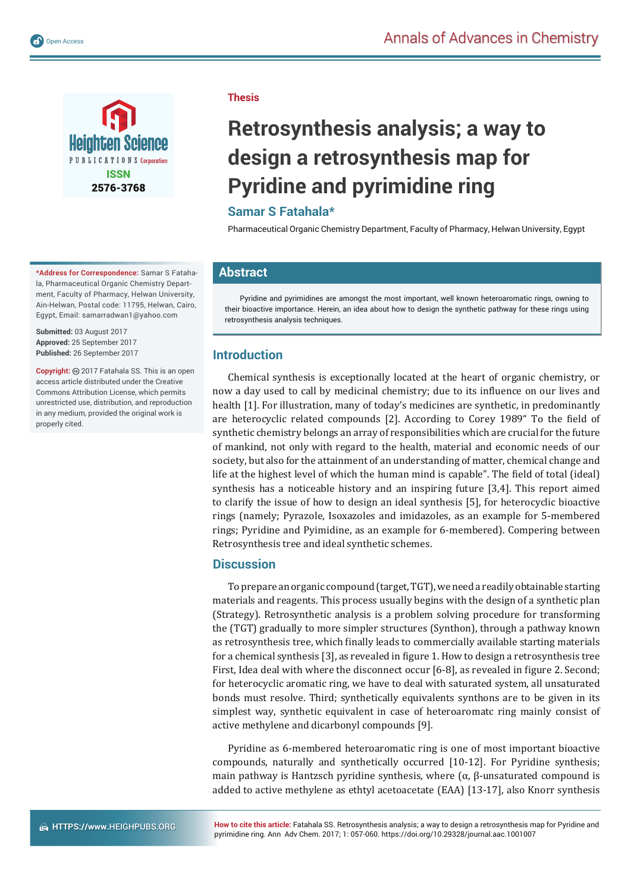Thesis

# Retrosynthesis analysis; a way to design a retrosynthesis map for Pyridine and pyrimidine ring

**Samar S Fatahala***

Pharmaceutical Organic Chemistry Department, Faculty of Pharmacy, Helwan University, Egypt

**\*Address for Correspondence:** Samar S Fatahala, Pharmaceutical Organic Chemistry Department, Faculty of Pharmacy, Helwan University, Ain-Helwan, Postal code: 11795, Helwan, Cairo, Egypt, Email: samarradwan1@yahoo.com

**Submitted:** 03 August 2017
**Approved:** 25 September 2017
**Published:** 26 September 2017

**Copyright:** © 2017 Fatahala SS. This is an open access article distributed under the Creative Commons Attribution License, which permits unrestricted use, distribution, and reproduction in any medium, provided the original work is properly cited.

## Abstract

Pyridine and pyrimidines are amongst the most important, well known heteroaromatic rings, owning to their bioactive importance. Herein, an idea about how to design the synthetic pathway for these rings using retrosynthesis analysis techniques.

## Introduction

Chemical synthesis is exceptionally located at the heart of organic chemistry, or now a day used to call by medicinal chemistry; due to its influence on our lives and health [1]. For illustration, many of today's medicines are synthetic, in predominantly are heterocyclic related compounds [2]. According to Corey 1989" To the field of synthetic chemistry belongs an array of responsibilities which are crucial for the future of mankind, not only with regard to the health, material and economic needs of our society, but also for the attainment of an understanding of matter, chemical change and life at the highest level of which the human mind is capable". The field of total (ideal) synthesis has a noticeable history and an inspiring future [3,4]. This report aimed to clarify the issue of how to design an ideal synthesis [5], for heterocyclic bioactive rings (namely; Pyrazole, Isoxazoles and imidazoles, as an example for 5-membered rings; Pyridine and Pyimidine, as an example for 6-membered). Compering between Retrosynthesis tree and ideal synthetic schemes.

## Discussion

To prepare an organic compound (target, TGT), we need a readily obtainable starting materials and reagents. This process usually begins with the design of a synthetic plan (Strategy). Retrosynthetic analysis is a problem solving procedure for transforming the (TGT) gradually to more simpler structures (Synthon), through a pathway known as retrosynthesis tree, which finally leads to commercially available starting materials for a chemical synthesis [3], as revealed in figure 1. How to design a retrosynthesis tree First, Idea deal with where the disconnect occur [6-8], as revealed in figure 2. Second; for heterocyclic aromatic ring, we have to deal with saturated system, all unsaturated bonds must resolve. Third; synthetically equivalents synthons are to be given in its simplest way, synthetic equivalent in case of heteroaromatc ring mainly consist of active methylene and dicarbonyl compounds [9].

Pyridine as 6-membered heteroaromatic ring is one of most important bioactive compounds, naturally and synthetically occurred [10-12]. For Pyridine synthesis; main pathway is Hantzsch pyridine synthesis, where (α, β-unsaturated compound is added to active methylene as ethtyl acetoacetate (EAA) [13-17], also Knorr synthesis

**How to cite this article:** Fatahala SS. Retrosynthesis analysis; a way to design a retrosynthesis map for Pyridine and pyrimidine ring. Ann Adv Chem. 2017; 1: 057-060. https://doi.org/10.29328/journal.aac.1001007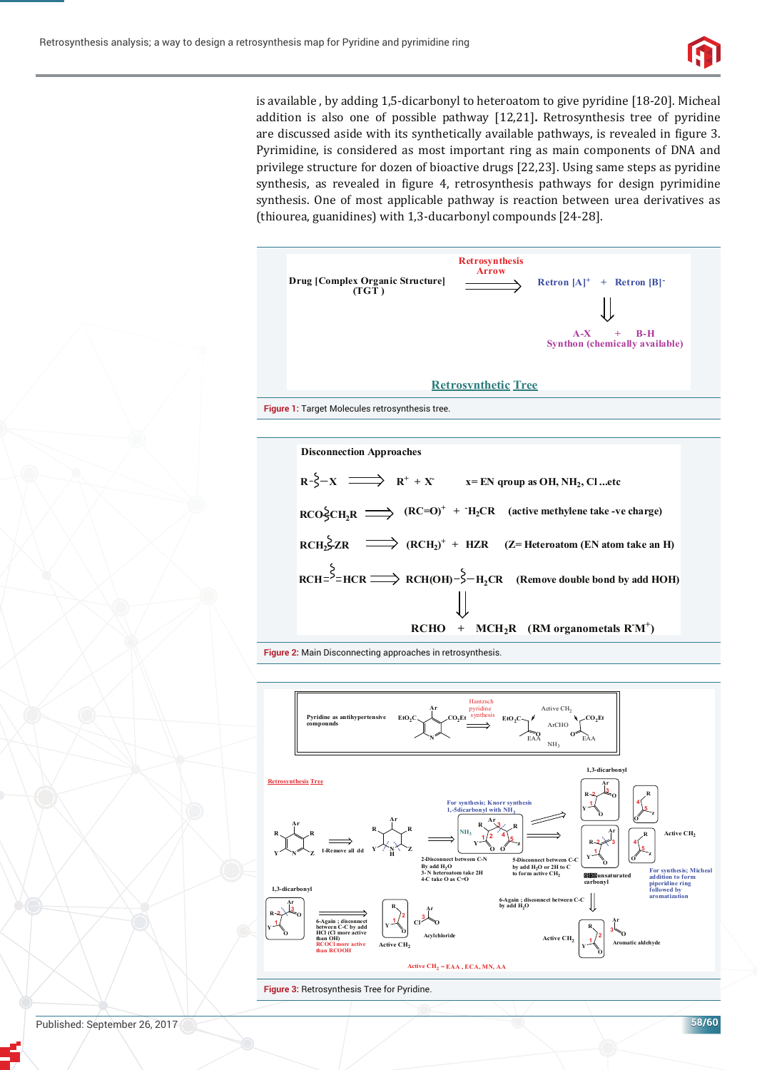is available , by adding 1,5-dicarbonyl to heteroatom to give pyridine [18-20]. Micheal addition is also one of possible pathway [12,21]. Retrosynthesis tree of pyridine are discussed aside with its synthetically available pathways, is revealed in figure 3. Pyrimidine, is considered as most important ring as main components of DNA and privilege structure for dozen of bioactive drugs [22,23]. Using same steps as pyridine synthesis, as revealed in figure 4, retrosynthesis pathways for design pyrimidine synthesis. One of most applicable pathway is reaction between urea derivatives as (thiourea, guanidines) with 1,3-ducarbonyl compounds [24-28].

Drug [Complex Organic Structure] (TGT) $\xrightarrow{\text{Retrosynthesis Arrow}}$ Retron $[A]^+$ + Retron $[B]^-$

A-X + B-H
Synthon (chemically available)

Retrosynthetic Tree

**Figure 1:** Target Molecules retrosynthesis tree.

Disconnection Approaches

R-§-X ⟹ $R^+$ + $X^-$ x= EN qroup as OH, $NH_2$, Cl ...etc

RCO§$CH_2$R ⟹ $(RC{=}O)^+$ + $^-H_2CR$ (active methylene take -ve charge)

$RCH_2$§ZR ⟹ $(RCH_2)^+$ + HZR (Z= Heteroatom (EN atom take an H)

RCH=§=HCR ⟹ RCH(OH)-§-$H_2$CR (Remove double bond by add HOH)

RCHO + $MCH_2R$ (RM organometals $R^-M^+$)

**Figure 2:** Main Disconnecting approaches in retrosynthesis.

Pyridine as antihypertensive compounds — Hantzsch pyridine synthesis — Active $CH_2$, ArCHO, EAA, $NH_3$

Retrosynthesis Tree

1-Remove all dd; 2-Disconnect between C-N By add $H_2O$; 3- N heteroatom take 2H; 4-C take O as C=O; For synthesis; Knorr synthesis 1,5-dicarbonyl with $NH_3$; 5-Disconnect between C-C by add $H_2O$ or 2H to C to form active $CH_2$; 1,3-dicarbonyl; Active $CH_2$; unsaturated carbonyl; For synthesis; Micheal addition to form piperidine ring followed by aromatization; 6-Again ; disconnect between C-C by add HCl (Cl more active than OH) RCOCl more active than RCOOH; Active $CH_2$; Acylchloride; 6-Again ; disconnect between C-C by add $H_2O$; Active $CH_2$; Aromatic aldehyde

Active $CH_2$ = EAA , ECA, MN, AA

**Figure 3:** Retrosynthesis Tree for Pyridine.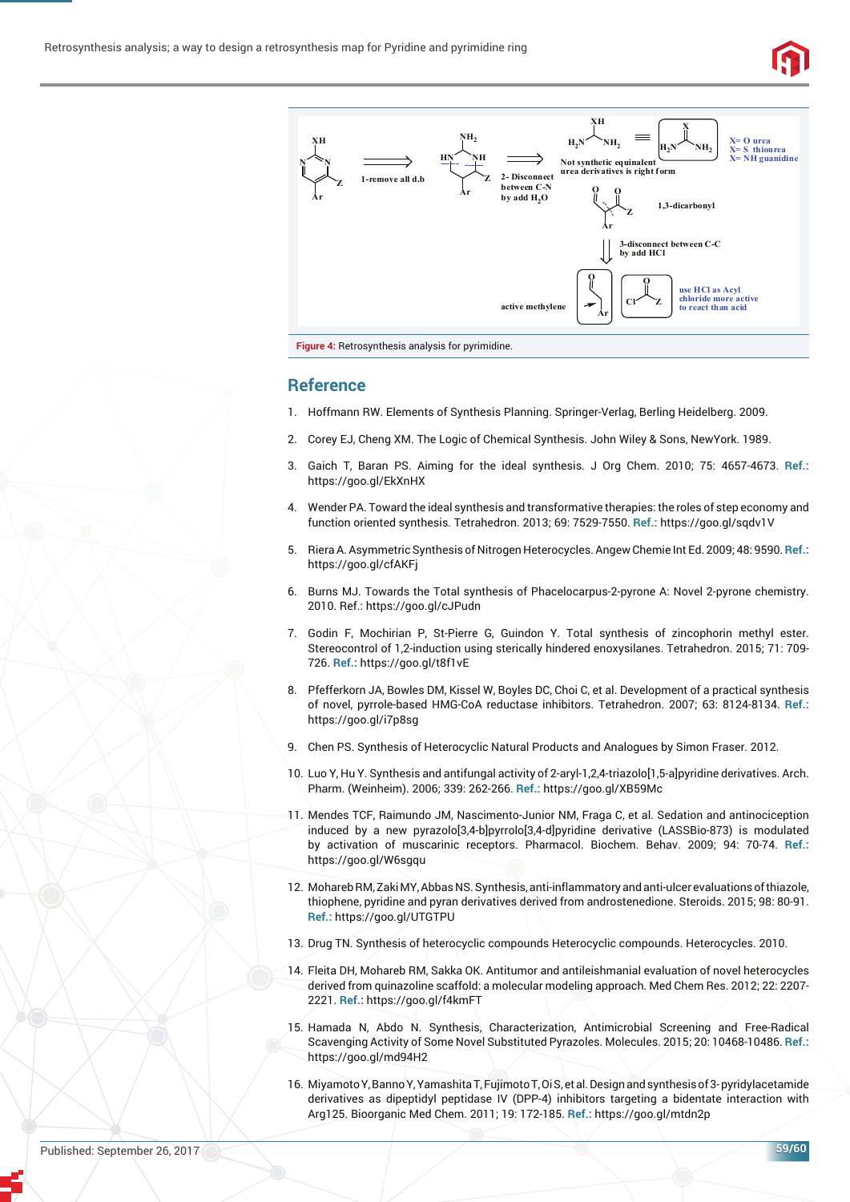Figure 4: Retrosynthesis analysis for pyrimidine.

## Reference

1. Hoffmann RW. Elements of Synthesis Planning. Springer-Verlag, Berling Heidelberg. 2009.
2. Corey EJ, Cheng XM. The Logic of Chemical Synthesis. John Wiley & Sons, NewYork. 1989.
3. Gaich T, Baran PS. Aiming for the ideal synthesis. J Org Chem. 2010; 75: 4657-4673. **Ref.:** https://goo.gl/EkXnHX
4. Wender PA. Toward the ideal synthesis and transformative therapies: the roles of step economy and function oriented synthesis. Tetrahedron. 2013; 69: 7529-7550. **Ref.:** https://goo.gl/sqdv1V
5. Riera A. Asymmetric Synthesis of Nitrogen Heterocycles. Angew Chemie Int Ed. 2009; 48: 9590. **Ref.:** https://goo.gl/cfAKFj
6. Burns MJ. Towards the Total synthesis of Phacelocarpus-2-pyrone A: Novel 2-pyrone chemistry. 2010. Ref.: https://goo.gl/cJPudn
7. Godin F, Mochirian P, St-Pierre G, Guindon Y. Total synthesis of zincophorin methyl ester. Stereocontrol of 1,2-induction using sterically hindered enoxysilanes. Tetrahedron. 2015; 71: 709-726. **Ref.:** https://goo.gl/t8f1vE
8. Pfefferkorn JA, Bowles DM, Kissel W, Boyles DC, Choi C, et al. Development of a practical synthesis of novel, pyrrole-based HMG-CoA reductase inhibitors. Tetrahedron. 2007; 63: 8124-8134. **Ref.:** https://goo.gl/i7p8sg
9. Chen PS. Synthesis of Heterocyclic Natural Products and Analogues by Simon Fraser. 2012.
10. Luo Y, Hu Y. Synthesis and antifungal activity of 2-aryl-1,2,4-triazolo[1,5-a]pyridine derivatives. Arch. Pharm. (Weinheim). 2006; 339: 262-266. **Ref.:** https://goo.gl/XB59Mc
11. Mendes TCF, Raimundo JM, Nascimento-Junior NM, Fraga C, et al. Sedation and antinociception induced by a new pyrazolo[3,4-b]pyrrolo[3,4-d]pyridine derivative (LASSBio-873) is modulated by activation of muscarinic receptors. Pharmacol. Biochem. Behav. 2009; 94: 70-74. **Ref.:** https://goo.gl/W6sgqu
12. Mohareb RM, Zaki MY, Abbas NS. Synthesis, anti-inflammatory and anti-ulcer evaluations of thiazole, thiophene, pyridine and pyran derivatives derived from androstenedione. Steroids. 2015; 98: 80-91. **Ref.:** https://goo.gl/UTGTPU
13. Drug TN. Synthesis of heterocyclic compounds Heterocyclic compounds. Heterocycles. 2010.
14. Fleita DH, Mohareb RM, Sakka OK. Antitumor and antileishmanial evaluation of novel heterocycles derived from quinazoline scaffold: a molecular modeling approach. Med Chem Res. 2012; 22: 2207-2221. **Ref.:** https://goo.gl/f4kmFT
15. Hamada N, Abdo N. Synthesis, Characterization, Antimicrobial Screening and Free-Radical Scavenging Activity of Some Novel Substituted Pyrazoles. Molecules. 2015; 20: 10468-10486. **Ref.:** https://goo.gl/md94H2
16. Miyamoto Y, Banno Y, Yamashita T, Fujimoto T, Oi S, et al. Design and synthesis of 3-pyridylacetamide derivatives as dipeptidyl peptidase IV (DPP-4) inhibitors targeting a bidentate interaction with Arg125. Bioorganic Med Chem. 2011; 19: 172-185. **Ref.:** https://goo.gl/mtdn2p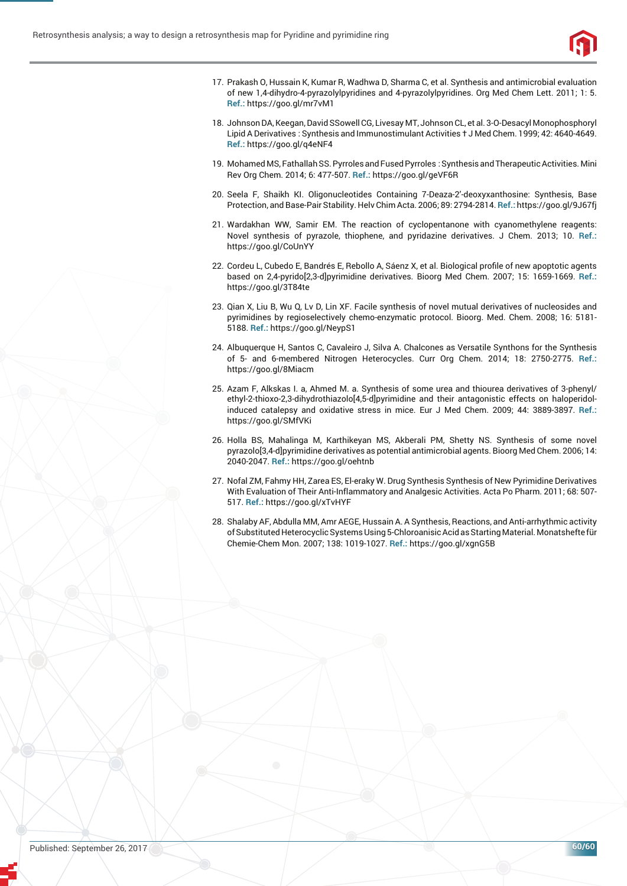17. Prakash O, Hussain K, Kumar R, Wadhwa D, Sharma C, et al. Synthesis and antimicrobial evaluation of new 1,4-dihydro-4-pyrazolylpyridines and 4-pyrazolylpyridines. Org Med Chem Lett. 2011; 1: 5. **Ref.:** https://goo.gl/mr7vM1

18. Johnson DA, Keegan, David SSowell CG, Livesay MT, Johnson CL, et al. 3-O-Desacyl Monophosphoryl Lipid A Derivatives : Synthesis and Immunostimulant Activities † J Med Chem. 1999; 42: 4640-4649. **Ref.:** https://goo.gl/q4eNF4

19. Mohamed MS, Fathallah SS. Pyrroles and Fused Pyrroles : Synthesis and Therapeutic Activities. Mini Rev Org Chem. 2014; 6: 477-507. **Ref.:** https://goo.gl/geVF6R

20. Seela F, Shaikh KI. Oligonucleotides Containing 7-Deaza-2′-deoxyxanthosine: Synthesis, Base Protection, and Base-Pair Stability. Helv Chim Acta. 2006; 89: 2794-2814. **Ref.:** https://goo.gl/9J67fj

21. Wardakhan WW, Samir EM. The reaction of cyclopentanone with cyanomethylene reagents: Novel synthesis of pyrazole, thiophene, and pyridazine derivatives. J Chem. 2013; 10. **Ref.:** https://goo.gl/CoUnYY

22. Cordeu L, Cubedo E, Bandrés E, Rebollo A, Sáenz X, et al. Biological profile of new apoptotic agents based on 2,4-pyrido[2,3-d]pyrimidine derivatives. Bioorg Med Chem. 2007; 15: 1659-1669. **Ref.:** https://goo.gl/3T84te

23. Qian X, Liu B, Wu Q, Lv D, Lin XF. Facile synthesis of novel mutual derivatives of nucleosides and pyrimidines by regioselectively chemo-enzymatic protocol. Bioorg. Med. Chem. 2008; 16: 5181-5188. **Ref.:** https://goo.gl/NeypS1

24. Albuquerque H, Santos C, Cavaleiro J, Silva A. Chalcones as Versatile Synthons for the Synthesis of 5- and 6-membered Nitrogen Heterocycles. Curr Org Chem. 2014; 18: 2750-2775. **Ref.:** https://goo.gl/8Miacm

25. Azam F, Alkskas I. a, Ahmed M. a. Synthesis of some urea and thiourea derivatives of 3-phenyl/ethyl-2-thioxo-2,3-dihydrothiazolo[4,5-d]pyrimidine and their antagonistic effects on haloperidol-induced catalepsy and oxidative stress in mice. Eur J Med Chem. 2009; 44: 3889-3897. **Ref.:** https://goo.gl/SMfVKi

26. Holla BS, Mahalinga M, Karthikeyan MS, Akberali PM, Shetty NS. Synthesis of some novel pyrazolo[3,4-d]pyrimidine derivatives as potential antimicrobial agents. Bioorg Med Chem. 2006; 14: 2040-2047. **Ref.:** https://goo.gl/oehtnb

27. Nofal ZM, Fahmy HH, Zarea ES, El-eraky W. Drug Synthesis Synthesis of New Pyrimidine Derivatives With Evaluation of Their Anti-Inflammatory and Analgesic Activities. Acta Po Pharm. 2011; 68: 507-517. **Ref.:** https://goo.gl/xTvHYF

28. Shalaby AF, Abdulla MM, Amr AEGE, Hussain A. A Synthesis, Reactions, and Anti-arrhythmic activity of Substituted Heterocyclic Systems Using 5-Chloroanisic Acid as Starting Material. Monatshefte für Chemie-Chem Mon. 2007; 138: 1019-1027. **Ref.:** https://goo.gl/xgnG5B

Published: September 26, 2017